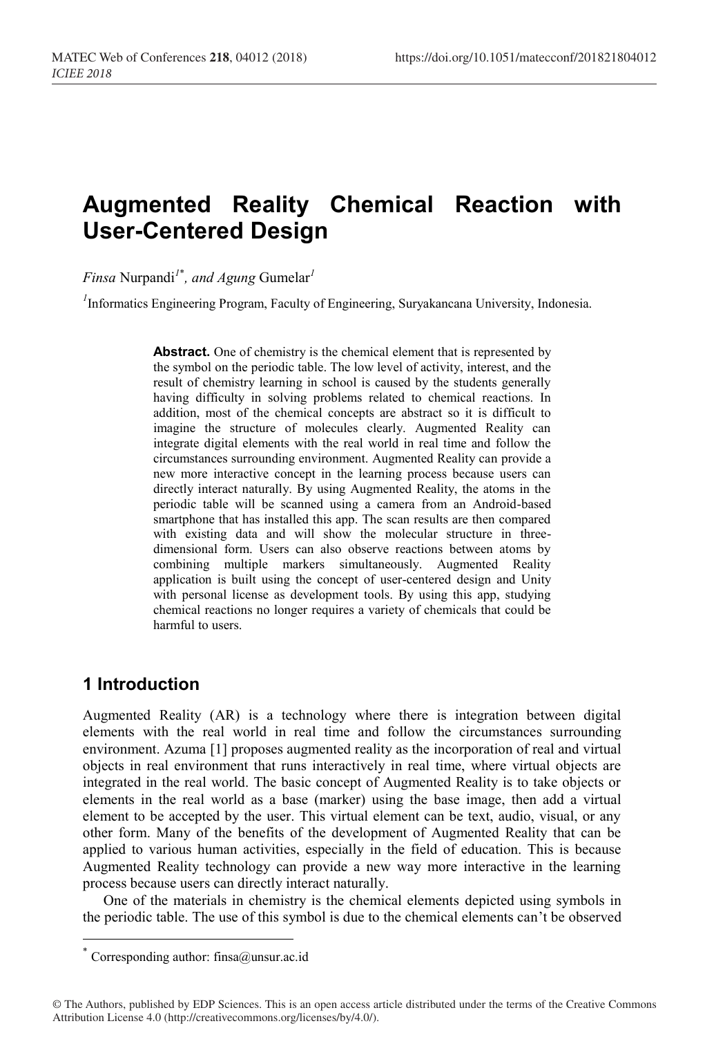# Augmented Reality Chemical Reaction with User-Centered Design

*Finsa* Nurpandi[1*], *and Agung* Gumelar[1]

[1]Informatics Engineering Program, Faculty of Engineering, Suryakancana University, Indonesia.

**Abstract.** One of chemistry is the chemical element that is represented by the symbol on the periodic table. The low level of activity, interest, and the result of chemistry learning in school is caused by the students generally having difficulty in solving problems related to chemical reactions. In addition, most of the chemical concepts are abstract so it is difficult to imagine the structure of molecules clearly. Augmented Reality can integrate digital elements with the real world in real time and follow the circumstances surrounding environment. Augmented Reality can provide a new more interactive concept in the learning process because users can directly interact naturally. By using Augmented Reality, the atoms in the periodic table will be scanned using a camera from an Android-based smartphone that has installed this app. The scan results are then compared with existing data and will show the molecular structure in three-dimensional form. Users can also observe reactions between atoms by combining multiple markers simultaneously. Augmented Reality application is built using the concept of user-centered design and Unity with personal license as development tools. By using this app, studying chemical reactions no longer requires a variety of chemicals that could be harmful to users.

## 1 Introduction

Augmented Reality (AR) is a technology where there is integration between digital elements with the real world in real time and follow the circumstances surrounding environment. Azuma [1] proposes augmented reality as the incorporation of real and virtual objects in real environment that runs interactively in real time, where virtual objects are integrated in the real world. The basic concept of Augmented Reality is to take objects or elements in the real world as a base (marker) using the base image, then add a virtual element to be accepted by the user. This virtual element can be text, audio, visual, or any other form. Many of the benefits of the development of Augmented Reality that can be applied to various human activities, especially in the field of education. This is because Augmented Reality technology can provide a new way more interactive in the learning process because users can directly interact naturally.

One of the materials in chemistry is the chemical elements depicted using symbols in the periodic table. The use of this symbol is due to the chemical elements can't be observed

[*] Corresponding author: finsa@unsur.ac.id

© The Authors, published by EDP Sciences. This is an open access article distributed under the terms of the Creative Commons Attribution License 4.0 (http://creativecommons.org/licenses/by/4.0/).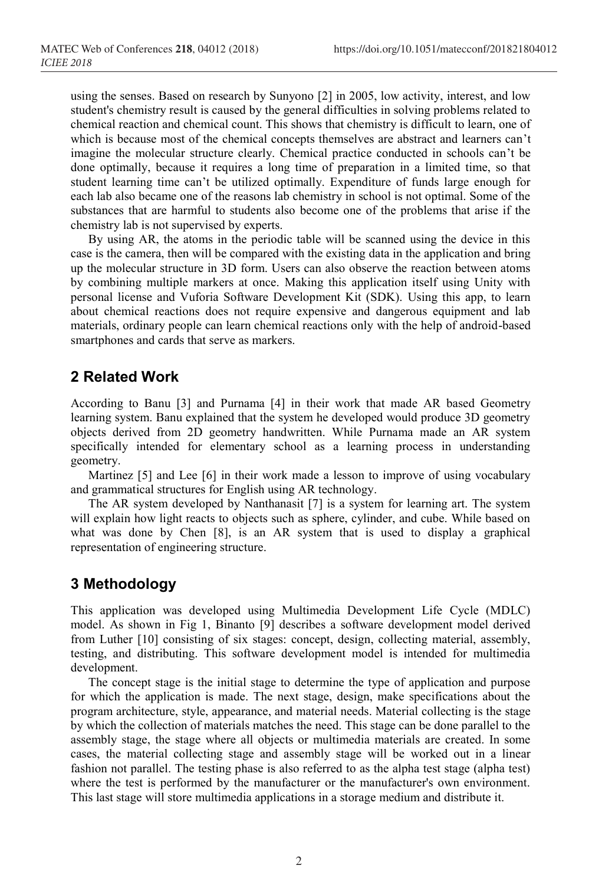using the senses. Based on research by Sunyono [2] in 2005, low activity, interest, and low student's chemistry result is caused by the general difficulties in solving problems related to chemical reaction and chemical count. This shows that chemistry is difficult to learn, one of which is because most of the chemical concepts themselves are abstract and learners can't imagine the molecular structure clearly. Chemical practice conducted in schools can't be done optimally, because it requires a long time of preparation in a limited time, so that student learning time can't be utilized optimally. Expenditure of funds large enough for each lab also became one of the reasons lab chemistry in school is not optimal. Some of the substances that are harmful to students also become one of the problems that arise if the chemistry lab is not supervised by experts.

By using AR, the atoms in the periodic table will be scanned using the device in this case is the camera, then will be compared with the existing data in the application and bring up the molecular structure in 3D form. Users can also observe the reaction between atoms by combining multiple markers at once. Making this application itself using Unity with personal license and Vuforia Software Development Kit (SDK). Using this app, to learn about chemical reactions does not require expensive and dangerous equipment and lab materials, ordinary people can learn chemical reactions only with the help of android-based smartphones and cards that serve as markers.

## 2 Related Work

According to Banu [3] and Purnama [4] in their work that made AR based Geometry learning system. Banu explained that the system he developed would produce 3D geometry objects derived from 2D geometry handwritten. While Purnama made an AR system specifically intended for elementary school as a learning process in understanding geometry.

Martinez [5] and Lee [6] in their work made a lesson to improve of using vocabulary and grammatical structures for English using AR technology.

The AR system developed by Nanthanasit [7] is a system for learning art. The system will explain how light reacts to objects such as sphere, cylinder, and cube. While based on what was done by Chen [8], is an AR system that is used to display a graphical representation of engineering structure.

## 3 Methodology

This application was developed using Multimedia Development Life Cycle (MDLC) model. As shown in Fig 1, Binanto [9] describes a software development model derived from Luther [10] consisting of six stages: concept, design, collecting material, assembly, testing, and distributing. This software development model is intended for multimedia development.

The concept stage is the initial stage to determine the type of application and purpose for which the application is made. The next stage, design, make specifications about the program architecture, style, appearance, and material needs. Material collecting is the stage by which the collection of materials matches the need. This stage can be done parallel to the assembly stage, the stage where all objects or multimedia materials are created. In some cases, the material collecting stage and assembly stage will be worked out in a linear fashion not parallel. The testing phase is also referred to as the alpha test stage (alpha test) where the test is performed by the manufacturer or the manufacturer's own environment. This last stage will store multimedia applications in a storage medium and distribute it.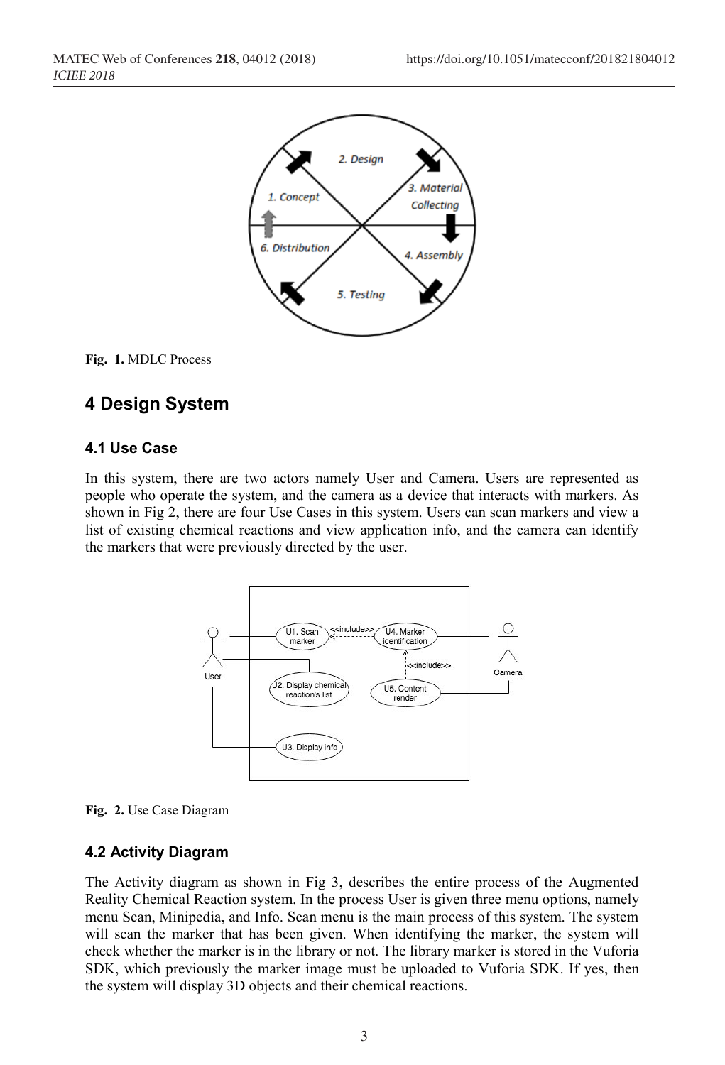Fig. 1. MDLC Process

## 4 Design System

### 4.1 Use Case

In this system, there are two actors namely User and Camera. Users are represented as people who operate the system, and the camera as a device that interacts with markers. As shown in Fig 2, there are four Use Cases in this system. Users can scan markers and view a list of existing chemical reactions and view application info, and the camera can identify the markers that were previously directed by the user.

Fig. 2. Use Case Diagram

### 4.2 Activity Diagram

The Activity diagram as shown in Fig 3, describes the entire process of the Augmented Reality Chemical Reaction system. In the process User is given three menu options, namely menu Scan, Minipedia, and Info. Scan menu is the main process of this system. The system will scan the marker that has been given. When identifying the marker, the system will check whether the marker is in the library or not. The library marker is stored in the Vuforia SDK, which previously the marker image must be uploaded to Vuforia SDK. If yes, then the system will display 3D objects and their chemical reactions.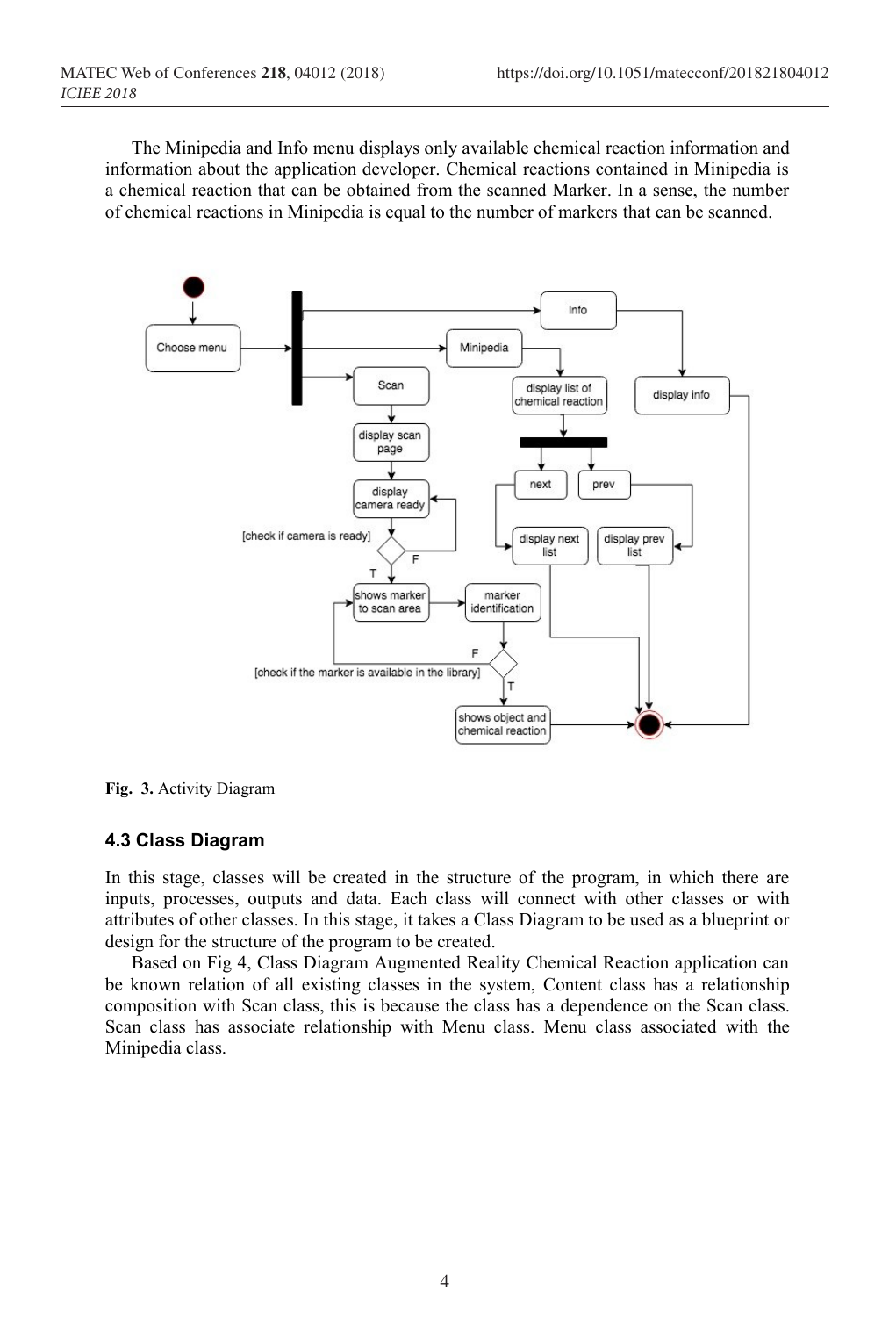The Minipedia and Info menu displays only available chemical reaction information and information about the application developer. Chemical reactions contained in Minipedia is a chemical reaction that can be obtained from the scanned Marker. In a sense, the number of chemical reactions in Minipedia is equal to the number of markers that can be scanned.

**Fig. 3.** Activity Diagram

### 4.3 Class Diagram

In this stage, classes will be created in the structure of the program, in which there are inputs, processes, outputs and data. Each class will connect with other classes or with attributes of other classes. In this stage, it takes a Class Diagram to be used as a blueprint or design for the structure of the program to be created.

Based on Fig 4, Class Diagram Augmented Reality Chemical Reaction application can be known relation of all existing classes in the system, Content class has a relationship composition with Scan class, this is because the class has a dependence on the Scan class. Scan class has associate relationship with Menu class. Menu class associated with the Minipedia class.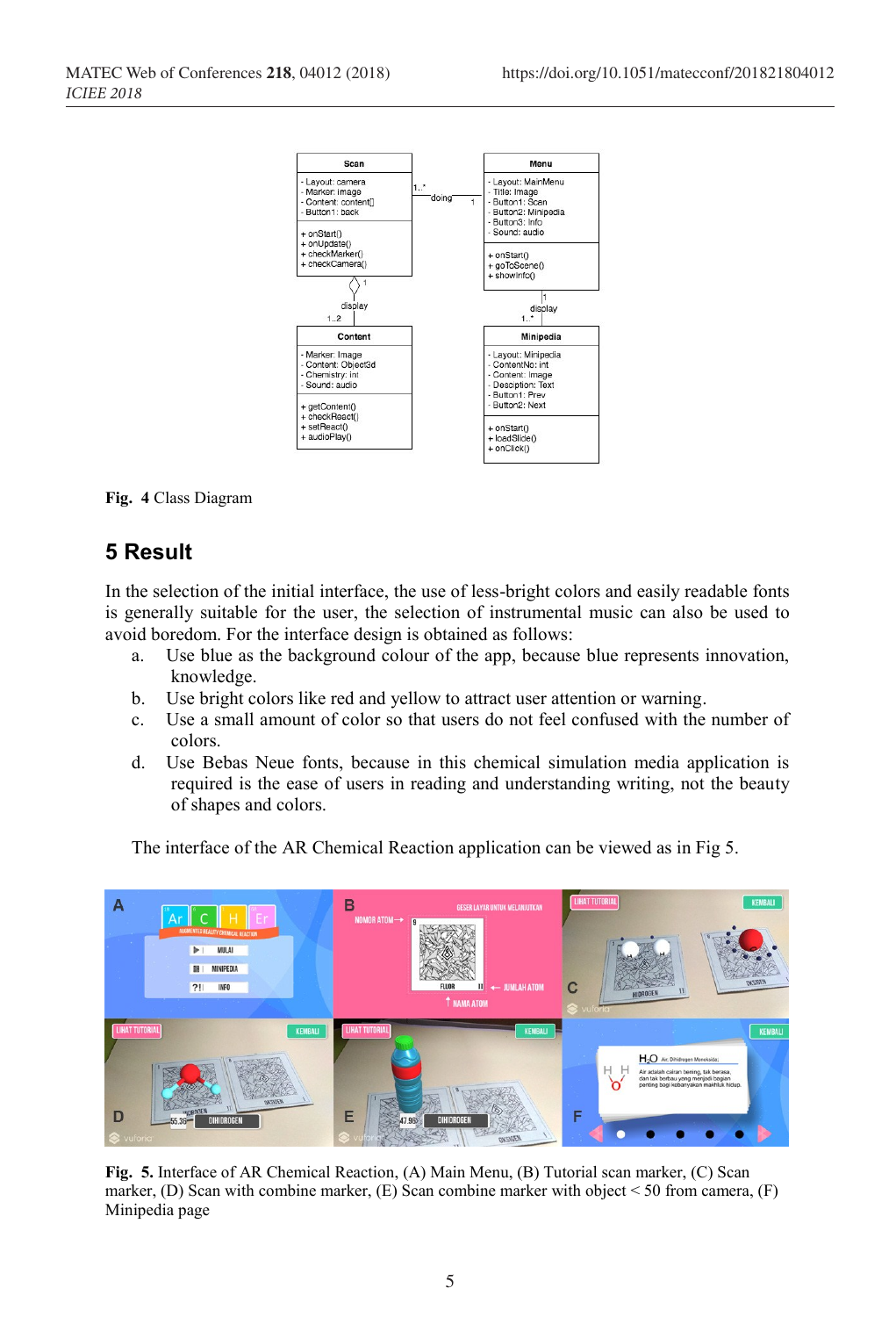Fig. 4 Class Diagram

## 5 Result

In the selection of the initial interface, the use of less-bright colors and easily readable fonts is generally suitable for the user, the selection of instrumental music can also be used to avoid boredom. For the interface design is obtained as follows:

a. Use blue as the background colour of the app, because blue represents innovation, knowledge.
b. Use bright colors like red and yellow to attract user attention or warning.
c. Use a small amount of color so that users do not feel confused with the number of colors.
d. Use Bebas Neue fonts, because in this chemical simulation media application is required is the ease of users in reading and understanding writing, not the beauty of shapes and colors.

The interface of the AR Chemical Reaction application can be viewed as in Fig 5.

**Fig. 5.** Interface of AR Chemical Reaction, (A) Main Menu, (B) Tutorial scan marker, (C) Scan marker, (D) Scan with combine marker, (E) Scan combine marker with object < 50 from camera, (F) Minipedia page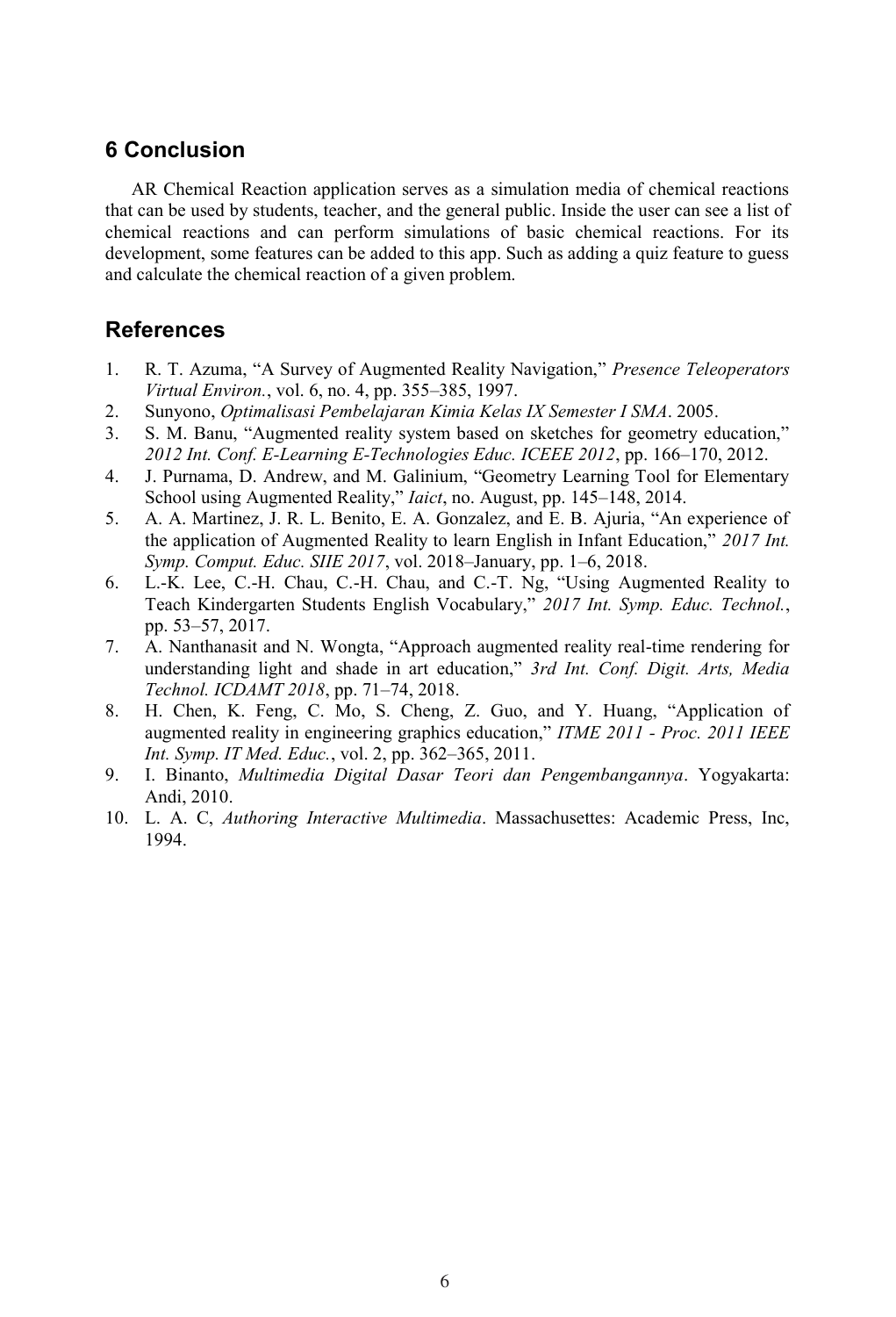## 6 Conclusion

AR Chemical Reaction application serves as a simulation media of chemical reactions that can be used by students, teacher, and the general public. Inside the user can see a list of chemical reactions and can perform simulations of basic chemical reactions. For its development, some features can be added to this app. Such as adding a quiz feature to guess and calculate the chemical reaction of a given problem.

## References

1. R. T. Azuma, "A Survey of Augmented Reality Navigation," *Presence Teleoperators Virtual Environ.*, vol. 6, no. 4, pp. 355–385, 1997.
2. Sunyono, *Optimalisasi Pembelajaran Kimia Kelas IX Semester I SMA*. 2005.
3. S. M. Banu, "Augmented reality system based on sketches for geometry education," *2012 Int. Conf. E-Learning E-Technologies Educ. ICEEE 2012*, pp. 166–170, 2012.
4. J. Purnama, D. Andrew, and M. Galinium, "Geometry Learning Tool for Elementary School using Augmented Reality," *Iaict*, no. August, pp. 145–148, 2014.
5. A. A. Martinez, J. R. L. Benito, E. A. Gonzalez, and E. B. Ajuria, "An experience of the application of Augmented Reality to learn English in Infant Education," *2017 Int. Symp. Comput. Educ. SIIE 2017*, vol. 2018–January, pp. 1–6, 2018.
6. L.-K. Lee, C.-H. Chau, C.-H. Chau, and C.-T. Ng, "Using Augmented Reality to Teach Kindergarten Students English Vocabulary," *2017 Int. Symp. Educ. Technol.*, pp. 53–57, 2017.
7. A. Nanthanasit and N. Wongta, "Approach augmented reality real-time rendering for understanding light and shade in art education," *3rd Int. Conf. Digit. Arts, Media Technol. ICDAMT 2018*, pp. 71–74, 2018.
8. H. Chen, K. Feng, C. Mo, S. Cheng, Z. Guo, and Y. Huang, "Application of augmented reality in engineering graphics education," *ITME 2011 - Proc. 2011 IEEE Int. Symp. IT Med. Educ.*, vol. 2, pp. 362–365, 2011.
9. I. Binanto, *Multimedia Digital Dasar Teori dan Pengembangannya*. Yogyakarta: Andi, 2010.
10. L. A. C, *Authoring Interactive Multimedia*. Massachusettes: Academic Press, Inc, 1994.